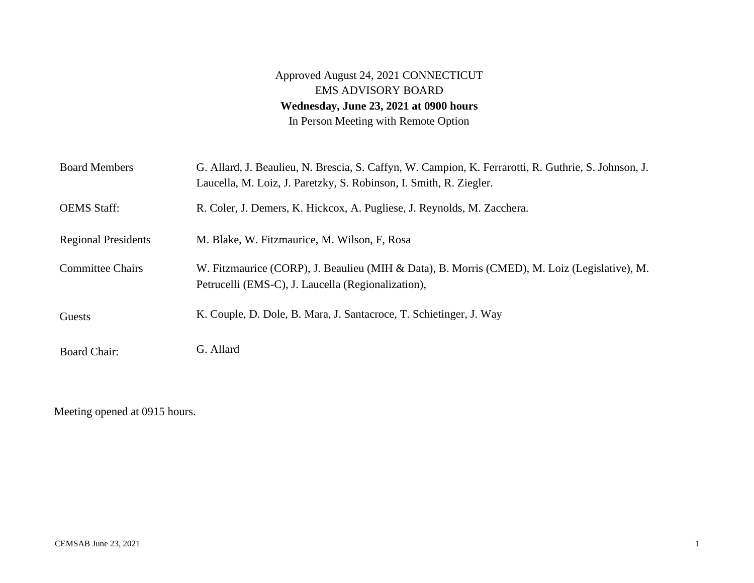Approved August 24, 2021 CONNECTICUT
EMS ADVISORY BOARD
**Wednesday, June 23, 2021 at 0900 hours**
In Person Meeting with Remote Option

| | |
|---|---|
| Board Members | G. Allard, J. Beaulieu, N. Brescia, S. Caffyn, W. Campion, K. Ferrarotti, R. Guthrie, S. Johnson, J. Laucella, M. Loiz, J. Paretzky, S. Robinson, I. Smith, R. Ziegler. |
| OEMS Staff: | R. Coler, J. Demers, K. Hickcox, A. Pugliese, J. Reynolds, M. Zacchera. |
| Regional Presidents | M. Blake, W. Fitzmaurice, M. Wilson, F, Rosa |
| Committee Chairs | W. Fitzmaurice (CORP), J. Beaulieu (MIH & Data), B. Morris (CMED), M. Loiz (Legislative), M. Petrucelli (EMS-C), J. Laucella (Regionalization), |
| Guests | K. Couple, D. Dole, B. Mara, J. Santacroce, T. Schietinger, J. Way |
| Board Chair: | G. Allard |

Meeting opened at 0915 hours.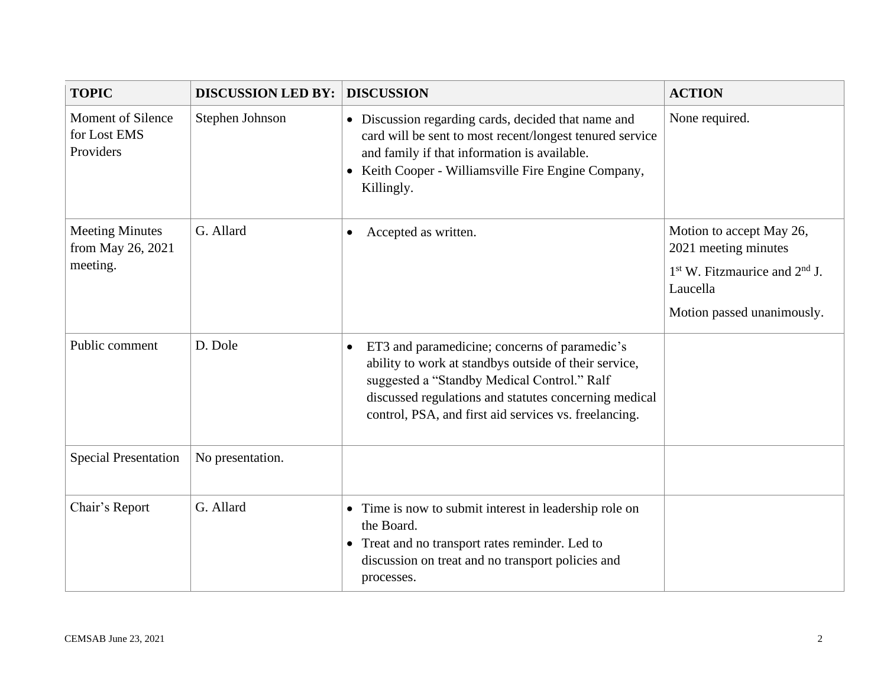| TOPIC | DISCUSSION LED BY: | DISCUSSION | ACTION |
|---|---|---|---|
| Moment of Silence for Lost EMS Providers | Stephen Johnson | • Discussion regarding cards, decided that name and card will be sent to most recent/longest tenured service and family if that information is available. <br>• Keith Cooper - Williamsville Fire Engine Company, Killingly. | None required. |
| Meeting Minutes from May 26, 2021 meeting. | G. Allard | • Accepted as written. | Motion to accept May 26, 2021 meeting minutes <br>1st W. Fitzmaurice and 2nd J. Laucella <br>Motion passed unanimously. |
| Public comment | D. Dole | • ET3 and paramedicine; concerns of paramedic's ability to work at standbys outside of their service, suggested a "Standby Medical Control." Ralf discussed regulations and statutes concerning medical control, PSA, and first aid services vs. freelancing. | |
| Special Presentation | No presentation. | | |
| Chair's Report | G. Allard | • Time is now to submit interest in leadership role on the Board. <br>• Treat and no transport rates reminder. Led to discussion on treat and no transport policies and processes. | |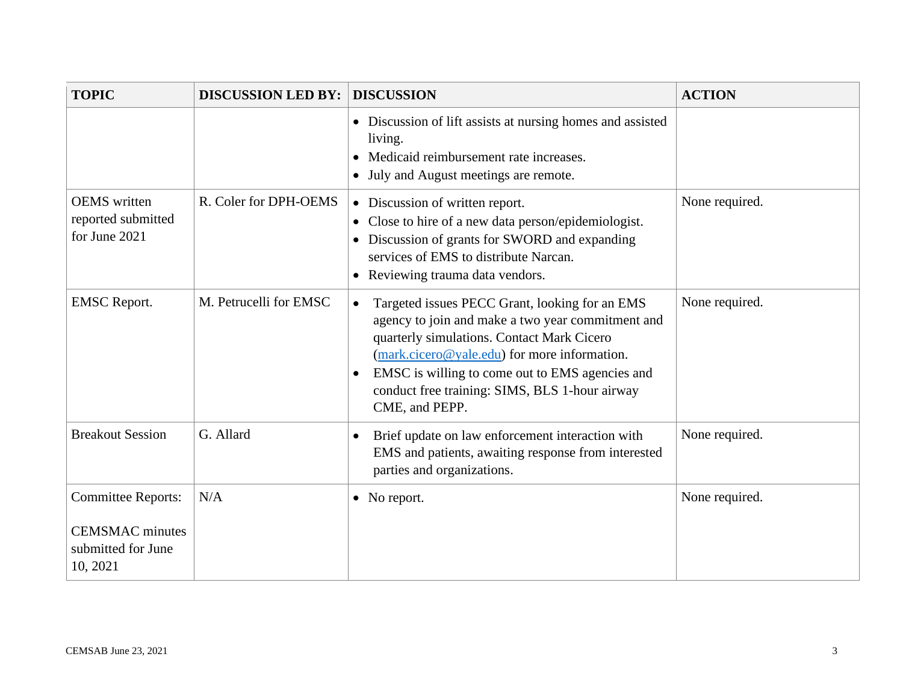| TOPIC | DISCUSSION LED BY: | DISCUSSION | ACTION |
|---|---|---|---|
| | | • Discussion of lift assists at nursing homes and assisted living.<br>• Medicaid reimbursement rate increases.<br>• July and August meetings are remote. | |
| OEMS written reported submitted for June 2021 | R. Coler for DPH-OEMS | • Discussion of written report.<br>• Close to hire of a new data person/epidemiologist.<br>• Discussion of grants for SWORD and expanding services of EMS to distribute Narcan.<br>• Reviewing trauma data vendors. | None required. |
| EMSC Report. | M. Petrucelli for EMSC | • Targeted issues PECC Grant, looking for an EMS agency to join and make a two year commitment and quarterly simulations. Contact Mark Cicero (mark.cicero@yale.edu) for more information.<br>• EMSC is willing to come out to EMS agencies and conduct free training: SIMS, BLS 1-hour airway CME, and PEPP. | None required. |
| Breakout Session | G. Allard | • Brief update on law enforcement interaction with EMS and patients, awaiting response from interested parties and organizations. | None required. |
| Committee Reports:<br><br>CEMSMAC minutes submitted for June 10, 2021 | N/A | • No report. | None required. |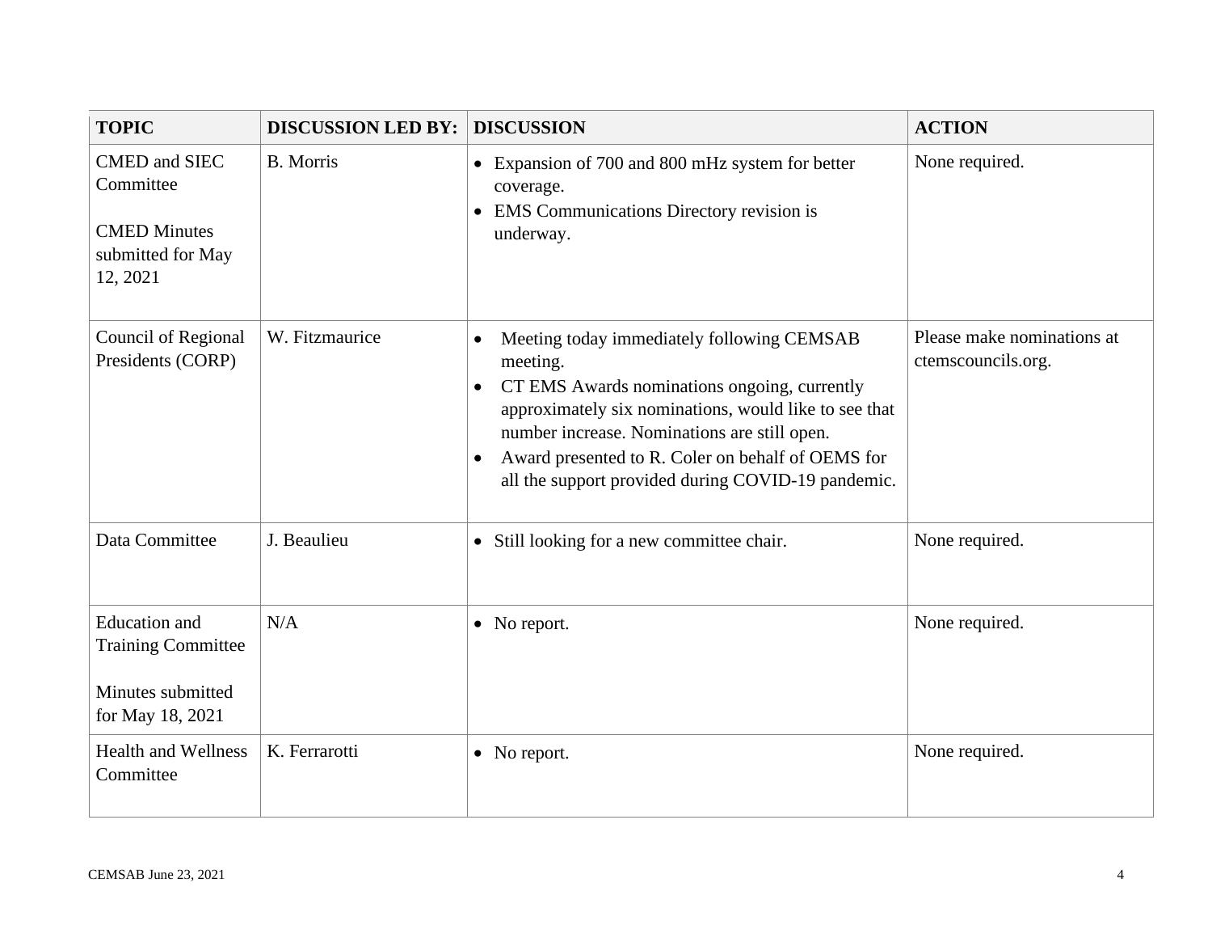| TOPIC | DISCUSSION LED BY: | DISCUSSION | ACTION |
|---|---|---|---|
| CMED and SIEC Committee<br><br>CMED Minutes submitted for May 12, 2021 | B. Morris | • Expansion of 700 and 800 mHz system for better coverage.<br>• EMS Communications Directory revision is underway. | None required. |
| Council of Regional Presidents (CORP) | W. Fitzmaurice | • Meeting today immediately following CEMSAB meeting.<br>• CT EMS Awards nominations ongoing, currently approximately six nominations, would like to see that number increase. Nominations are still open.<br>• Award presented to R. Coler on behalf of OEMS for all the support provided during COVID-19 pandemic. | Please make nominations at ctemscouncils.org. |
| Data Committee | J. Beaulieu | • Still looking for a new committee chair. | None required. |
| Education and Training Committee<br><br>Minutes submitted for May 18, 2021 | N/A | • No report. | None required. |
| Health and Wellness Committee | K. Ferrarotti | • No report. | None required. |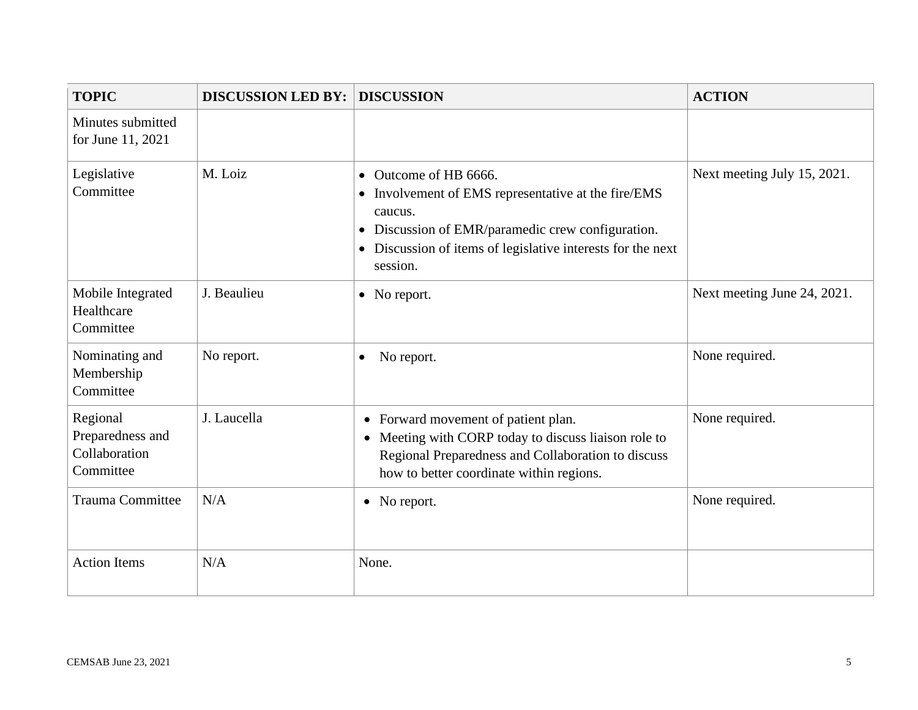| TOPIC | DISCUSSION LED BY: | DISCUSSION | ACTION |
|---|---|---|---|
| Minutes submitted for June 11, 2021 | | | |
| Legislative Committee | M. Loiz | • Outcome of HB 6666.<br>• Involvement of EMS representative at the fire/EMS caucus.<br>• Discussion of EMR/paramedic crew configuration.<br>• Discussion of items of legislative interests for the next session. | Next meeting July 15, 2021. |
| Mobile Integrated Healthcare Committee | J. Beaulieu | • No report. | Next meeting June 24, 2021. |
| Nominating and Membership Committee | No report. | • No report. | None required. |
| Regional Preparedness and Collaboration Committee | J. Laucella | • Forward movement of patient plan.<br>• Meeting with CORP today to discuss liaison role to Regional Preparedness and Collaboration to discuss how to better coordinate within regions. | None required. |
| Trauma Committee | N/A | • No report. | None required. |
| Action Items | N/A | None. | |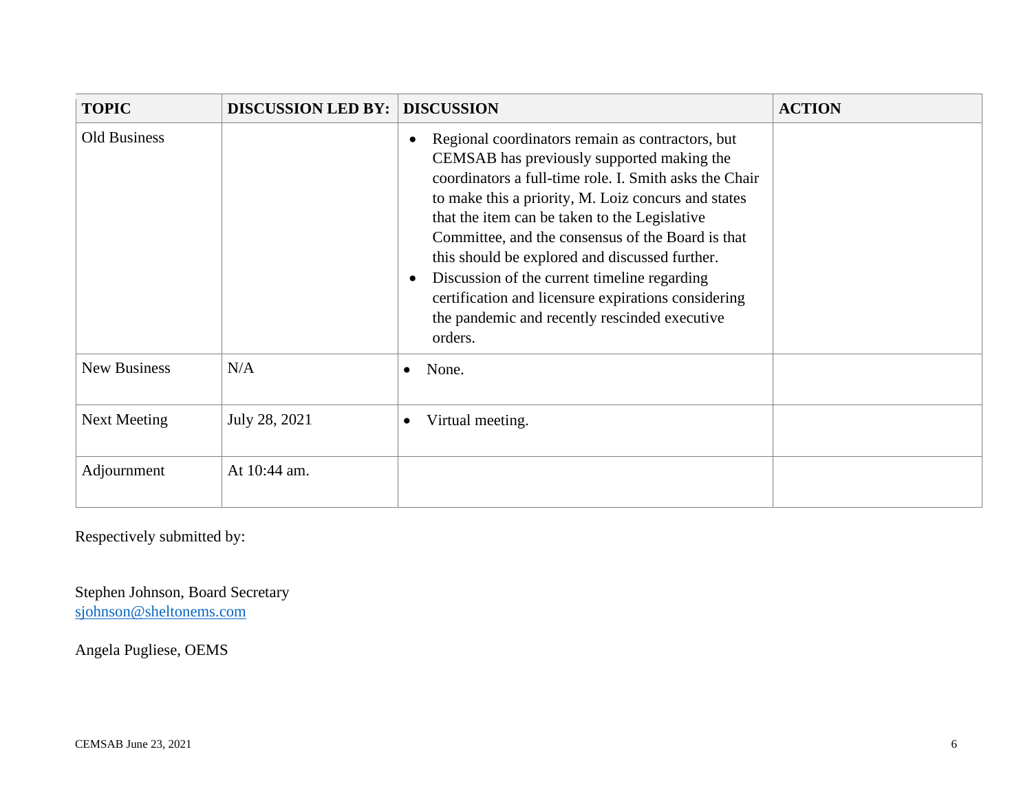| TOPIC | DISCUSSION LED BY: | DISCUSSION | ACTION |
|---|---|---|---|
| Old Business | | • Regional coordinators remain as contractors, but CEMSAB has previously supported making the coordinators a full-time role. I. Smith asks the Chair to make this a priority, M. Loiz concurs and states that the item can be taken to the Legislative Committee, and the consensus of the Board is that this should be explored and discussed further.<br>• Discussion of the current timeline regarding certification and licensure expirations considering the pandemic and recently rescinded executive orders. | |
| New Business | N/A | • None. | |
| Next Meeting | July 28, 2021 | • Virtual meeting. | |
| Adjournment | At 10:44 am. | | |

Respectively submitted by:

Stephen Johnson, Board Secretary
sjohnson@sheltonems.com

Angela Pugliese, OEMS